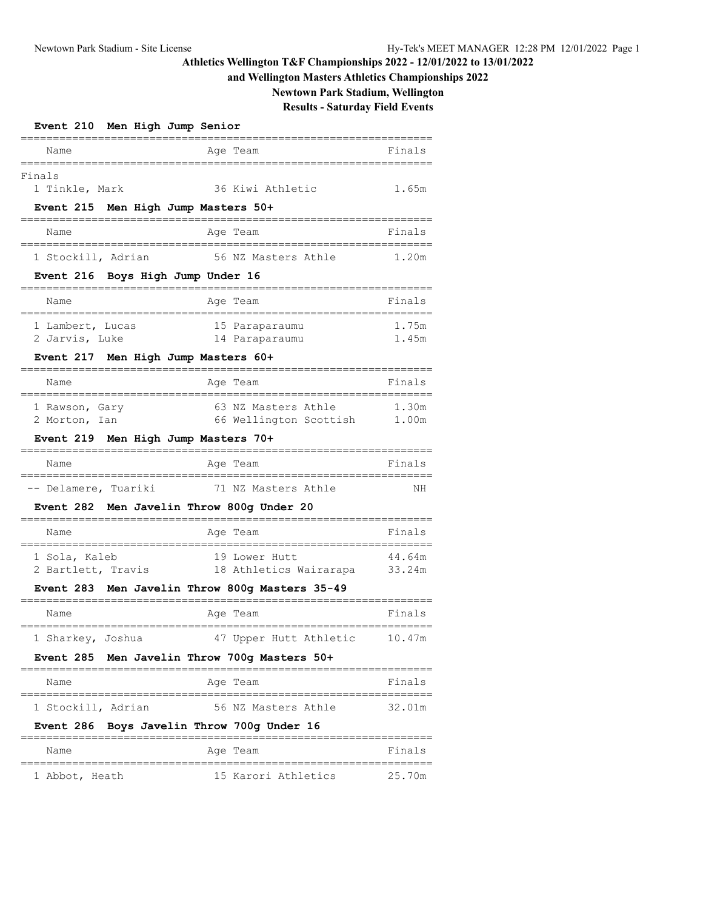# Athletics Wellington T&F Championships 2022 - 12/01/2022 to 13/01/2022

## and Wellington Masters Athletics Championships 2022

## Newtown Park Stadium, Wellington

## Results - Saturday Field Events

### Event 210 Men High Jump Senior

Finals

| | Name | Age | Team | Finals |
|---|---|---|---|---|
| 1 | Tinkle, Mark | 36 | Kiwi Athletic | 1.65m |

### Event 215 Men High Jump Masters 50+

| | Name | Age | Team | Finals |
|---|---|---|---|---|
| 1 | Stockill, Adrian | 56 | NZ Masters Athle | 1.20m |

### Event 216 Boys High Jump Under 16

| | Name | Age | Team | Finals |
|---|---|---|---|---|
| 1 | Lambert, Lucas | 15 | Paraparaumu | 1.75m |
| 2 | Jarvis, Luke | 14 | Paraparaumu | 1.45m |

### Event 217 Men High Jump Masters 60+

| | Name | Age | Team | Finals |
|---|---|---|---|---|
| 1 | Rawson, Gary | 63 | NZ Masters Athle | 1.30m |
| 2 | Morton, Ian | 66 | Wellington Scottish | 1.00m |

### Event 219 Men High Jump Masters 70+

| | Name | Age | Team | Finals |
|---|---|---|---|---|
| -- | Delamere, Tuariki | 71 | NZ Masters Athle | NH |

### Event 282 Men Javelin Throw 800g Under 20

| | Name | Age | Team | Finals |
|---|---|---|---|---|
| 1 | Sola, Kaleb | 19 | Lower Hutt | 44.64m |
| 2 | Bartlett, Travis | 18 | Athletics Wairarapa | 33.24m |

### Event 283 Men Javelin Throw 800g Masters 35-49

| | Name | Age | Team | Finals |
|---|---|---|---|---|
| 1 | Sharkey, Joshua | 47 | Upper Hutt Athletic | 10.47m |

### Event 285 Men Javelin Throw 700g Masters 50+

| | Name | Age | Team | Finals |
|---|---|---|---|---|
| 1 | Stockill, Adrian | 56 | NZ Masters Athle | 32.01m |

### Event 286 Boys Javelin Throw 700g Under 16

| | Name | Age | Team | Finals |
|---|---|---|---|---|
| 1 | Abbot, Heath | 15 | Karori Athletics | 25.70m |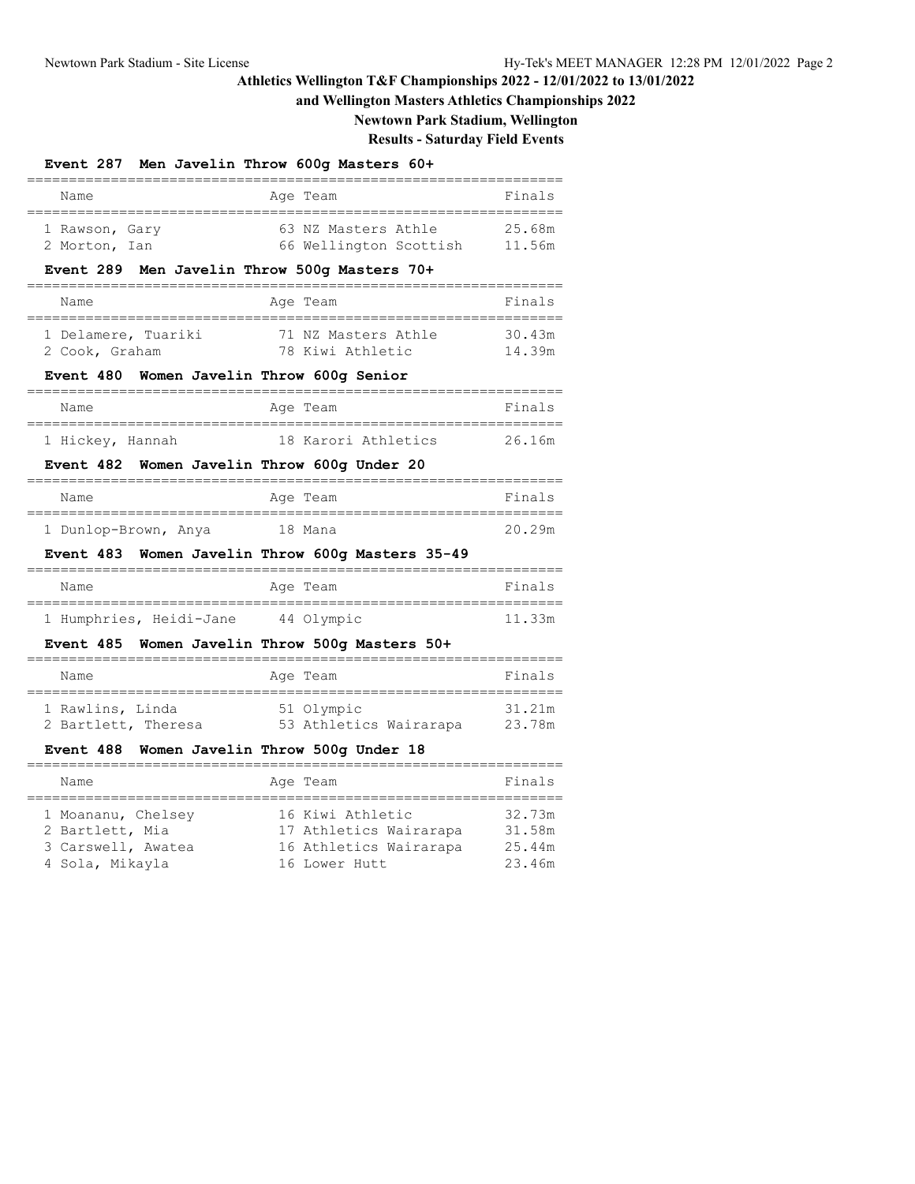# Athletics Wellington T&F Championships 2022 - 12/01/2022 to 13/01/2022

## and Wellington Masters Athletics Championships 2022

## Newtown Park Stadium, Wellington

## Results - Saturday Field Events

### Event 287 Men Javelin Throw 600g Masters 60+

| Name | Age | Team | Finals |
|---|---|---|---|
| 1 Rawson, Gary | 63 | NZ Masters Athle | 25.68m |
| 2 Morton, Ian | 66 | Wellington Scottish | 11.56m |

### Event 289 Men Javelin Throw 500g Masters 70+

| Name | Age | Team | Finals |
|---|---|---|---|
| 1 Delamere, Tuariki | 71 | NZ Masters Athle | 30.43m |
| 2 Cook, Graham | 78 | Kiwi Athletic | 14.39m |

### Event 480 Women Javelin Throw 600g Senior

| Name | Age | Team | Finals |
|---|---|---|---|
| 1 Hickey, Hannah | 18 | Karori Athletics | 26.16m |

### Event 482 Women Javelin Throw 600g Under 20

| Name | Age | Team | Finals |
|---|---|---|---|
| 1 Dunlop-Brown, Anya | 18 | Mana | 20.29m |

### Event 483 Women Javelin Throw 600g Masters 35-49

| Name | Age | Team | Finals |
|---|---|---|---|
| 1 Humphries, Heidi-Jane | 44 | Olympic | 11.33m |

### Event 485 Women Javelin Throw 500g Masters 50+

| Name | Age | Team | Finals |
|---|---|---|---|
| 1 Rawlins, Linda | 51 | Olympic | 31.21m |
| 2 Bartlett, Theresa | 53 | Athletics Wairarapa | 23.78m |

### Event 488 Women Javelin Throw 500g Under 18

| Name | Age | Team | Finals |
|---|---|---|---|
| 1 Moananu, Chelsey | 16 | Kiwi Athletic | 32.73m |
| 2 Bartlett, Mia | 17 | Athletics Wairarapa | 31.58m |
| 3 Carswell, Awatea | 16 | Athletics Wairarapa | 25.44m |
| 4 Sola, Mikayla | 16 | Lower Hutt | 23.46m |